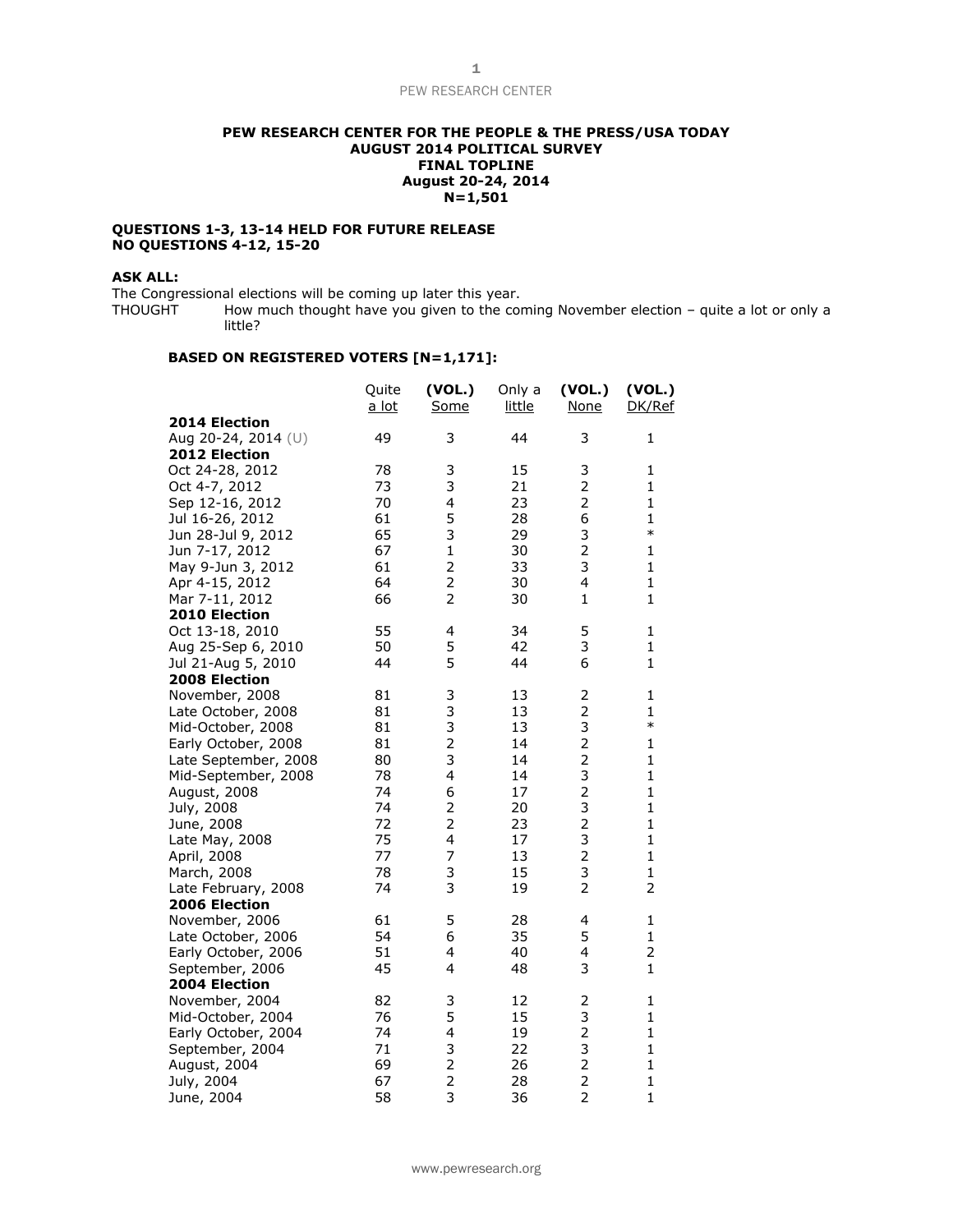**PEW RESEARCH CENTER FOR THE PEOPLE & THE PRESS/USA TODAY**
**AUGUST 2014 POLITICAL SURVEY**
**FINAL TOPLINE**
**August 20-24, 2014**
**N=1,501**

**QUESTIONS 1-3, 13-14 HELD FOR FUTURE RELEASE**
**NO QUESTIONS 4-12, 15-20**

**ASK ALL:**
The Congressional elections will be coming up later this year.
THOUGHT How much thought have you given to the coming November election – quite a lot or only a little?

**BASED ON REGISTERED VOTERS [N=1,171]:**

| | Quite a lot | (VOL.) Some | Only a little | (VOL.) None | (VOL.) DK/Ref |
|---|---|---|---|---|---|
| **2014 Election** | | | | | |
| Aug 20-24, 2014 (U) | 49 | 3 | 44 | 3 | 1 |
| **2012 Election** | | | | | |
| Oct 24-28, 2012 | 78 | 3 | 15 | 3 | 1 |
| Oct 4-7, 2012 | 73 | 3 | 21 | 2 | 1 |
| Sep 12-16, 2012 | 70 | 4 | 23 | 2 | 1 |
| Jul 16-26, 2012 | 61 | 5 | 28 | 6 | 1 |
| Jun 28-Jul 9, 2012 | 65 | 3 | 29 | 3 | * |
| Jun 7-17, 2012 | 67 | 1 | 30 | 2 | 1 |
| May 9-Jun 3, 2012 | 61 | 2 | 33 | 3 | 1 |
| Apr 4-15, 2012 | 64 | 2 | 30 | 4 | 1 |
| Mar 7-11, 2012 | 66 | 2 | 30 | 1 | 1 |
| **2010 Election** | | | | | |
| Oct 13-18, 2010 | 55 | 4 | 34 | 5 | 1 |
| Aug 25-Sep 6, 2010 | 50 | 5 | 42 | 3 | 1 |
| Jul 21-Aug 5, 2010 | 44 | 5 | 44 | 6 | 1 |
| **2008 Election** | | | | | |
| November, 2008 | 81 | 3 | 13 | 2 | 1 |
| Late October, 2008 | 81 | 3 | 13 | 2 | 1 |
| Mid-October, 2008 | 81 | 3 | 13 | 3 | * |
| Early October, 2008 | 81 | 2 | 14 | 2 | 1 |
| Late September, 2008 | 80 | 3 | 14 | 2 | 1 |
| Mid-September, 2008 | 78 | 4 | 14 | 3 | 1 |
| August, 2008 | 74 | 6 | 17 | 2 | 1 |
| July, 2008 | 74 | 2 | 20 | 3 | 1 |
| June, 2008 | 72 | 2 | 23 | 2 | 1 |
| Late May, 2008 | 75 | 4 | 17 | 3 | 1 |
| April, 2008 | 77 | 7 | 13 | 2 | 1 |
| March, 2008 | 78 | 3 | 15 | 3 | 1 |
| Late February, 2008 | 74 | 3 | 19 | 2 | 2 |
| **2006 Election** | | | | | |
| November, 2006 | 61 | 5 | 28 | 4 | 1 |
| Late October, 2006 | 54 | 6 | 35 | 5 | 1 |
| Early October, 2006 | 51 | 4 | 40 | 4 | 2 |
| September, 2006 | 45 | 4 | 48 | 3 | 1 |
| **2004 Election** | | | | | |
| November, 2004 | 82 | 3 | 12 | 2 | 1 |
| Mid-October, 2004 | 76 | 5 | 15 | 3 | 1 |
| Early October, 2004 | 74 | 4 | 19 | 2 | 1 |
| September, 2004 | 71 | 3 | 22 | 3 | 1 |
| August, 2004 | 69 | 2 | 26 | 2 | 1 |
| July, 2004 | 67 | 2 | 28 | 2 | 1 |
| June, 2004 | 58 | 3 | 36 | 2 | 1 |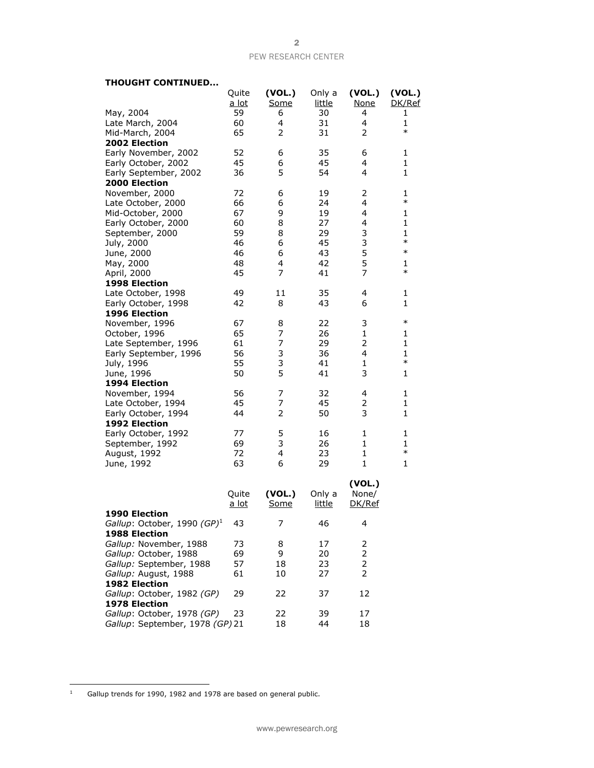**THOUGHT CONTINUED...**

| | Quite a lot | (VOL.) Some | Only a little | (VOL.) None | (VOL.) DK/Ref |
|---|---|---|---|---|---|
| May, 2004 | 59 | 6 | 30 | 4 | 1 |
| Late March, 2004 | 60 | 4 | 31 | 4 | 1 |
| Mid-March, 2004 | 65 | 2 | 31 | 2 | * |
| **2002 Election** | | | | | |
| Early November, 2002 | 52 | 6 | 35 | 6 | 1 |
| Early October, 2002 | 45 | 6 | 45 | 4 | 1 |
| Early September, 2002 | 36 | 5 | 54 | 4 | 1 |
| **2000 Election** | | | | | |
| November, 2000 | 72 | 6 | 19 | 2 | 1 |
| Late October, 2000 | 66 | 6 | 24 | 4 | * |
| Mid-October, 2000 | 67 | 9 | 19 | 4 | 1 |
| Early October, 2000 | 60 | 8 | 27 | 4 | 1 |
| September, 2000 | 59 | 8 | 29 | 3 | 1 |
| July, 2000 | 46 | 6 | 45 | 3 | * |
| June, 2000 | 46 | 6 | 43 | 5 | * |
| May, 2000 | 48 | 4 | 42 | 5 | 1 |
| April, 2000 | 45 | 7 | 41 | 7 | * |
| **1998 Election** | | | | | |
| Late October, 1998 | 49 | 11 | 35 | 4 | 1 |
| Early October, 1998 | 42 | 8 | 43 | 6 | 1 |
| **1996 Election** | | | | | |
| November, 1996 | 67 | 8 | 22 | 3 | * |
| October, 1996 | 65 | 7 | 26 | 1 | 1 |
| Late September, 1996 | 61 | 7 | 29 | 2 | 1 |
| Early September, 1996 | 56 | 3 | 36 | 4 | 1 |
| July, 1996 | 55 | 3 | 41 | 1 | * |
| June, 1996 | 50 | 5 | 41 | 3 | 1 |
| **1994 Election** | | | | | |
| November, 1994 | 56 | 7 | 32 | 4 | 1 |
| Late October, 1994 | 45 | 7 | 45 | 2 | 1 |
| Early October, 1994 | 44 | 2 | 50 | 3 | 1 |
| **1992 Election** | | | | | |
| Early October, 1992 | 77 | 5 | 16 | 1 | 1 |
| September, 1992 | 69 | 3 | 26 | 1 | 1 |
| August, 1992 | 72 | 4 | 23 | 1 | * |
| June, 1992 | 63 | 6 | 29 | 1 | 1 |

| | Quite a lot | (VOL.) Some | Only a little | (VOL.) None/ DK/Ref |
|---|---|---|---|---|
| **1990 Election** | | | | |
| *Gallup*: October, 1990 *(GP)*[1] | 43 | 7 | 46 | 4 |
| **1988 Election** | | | | |
| *Gallup:* November, 1988 | 73 | 8 | 17 | 2 |
| *Gallup:* October, 1988 | 69 | 9 | 20 | 2 |
| *Gallup:* September, 1988 | 57 | 18 | 23 | 2 |
| *Gallup:* August, 1988 | 61 | 10 | 27 | 2 |
| **1982 Election** | | | | |
| *Gallup*: October, 1982 *(GP)* | 29 | 22 | 37 | 12 |
| **1978 Election** | | | | |
| *Gallup*: October, 1978 *(GP)* | 23 | 22 | 39 | 17 |
| *Gallup*: September, 1978 *(GP)* | 21 | 18 | 44 | 18 |

[1] Gallup trends for 1990, 1982 and 1978 are based on general public.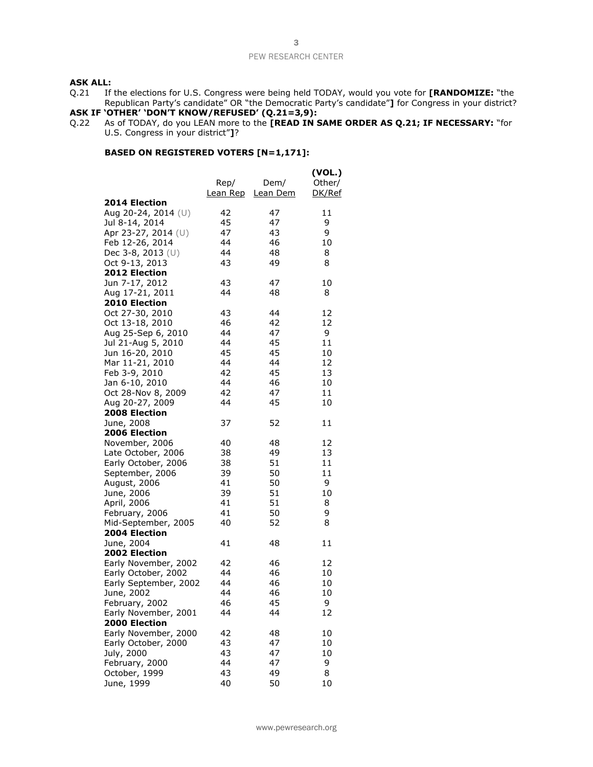**ASK ALL:**

Q.21 If the elections for U.S. Congress were being held TODAY, would you vote for **[RANDOMIZE:** "the Republican Party's candidate" OR "the Democratic Party's candidate"**]** for Congress in your district?

**ASK IF 'OTHER' 'DON'T KNOW/REFUSED' (Q.21=3,9):**

Q.22 As of TODAY, do you LEAN more to the **[READ IN SAME ORDER AS Q.21; IF NECESSARY:** "for U.S. Congress in your district"**]**?

**BASED ON REGISTERED VOTERS [N=1,171]:**

| | Rep/ Lean Rep | Dem/ Lean Dem | (VOL.) Other/ DK/Ref |
|---|---|---|---|
| **2014 Election** | | | |
| Aug 20-24, 2014 (U) | 42 | 47 | 11 |
| Jul 8-14, 2014 | 45 | 47 | 9 |
| Apr 23-27, 2014 (U) | 47 | 43 | 9 |
| Feb 12-26, 2014 | 44 | 46 | 10 |
| Dec 3-8, 2013 (U) | 44 | 48 | 8 |
| Oct 9-13, 2013 | 43 | 49 | 8 |
| **2012 Election** | | | |
| Jun 7-17, 2012 | 43 | 47 | 10 |
| Aug 17-21, 2011 | 44 | 48 | 8 |
| **2010 Election** | | | |
| Oct 27-30, 2010 | 43 | 44 | 12 |
| Oct 13-18, 2010 | 46 | 42 | 12 |
| Aug 25-Sep 6, 2010 | 44 | 47 | 9 |
| Jul 21-Aug 5, 2010 | 44 | 45 | 11 |
| Jun 16-20, 2010 | 45 | 45 | 10 |
| Mar 11-21, 2010 | 44 | 44 | 12 |
| Feb 3-9, 2010 | 42 | 45 | 13 |
| Jan 6-10, 2010 | 44 | 46 | 10 |
| Oct 28-Nov 8, 2009 | 42 | 47 | 11 |
| Aug 20-27, 2009 | 44 | 45 | 10 |
| **2008 Election** | | | |
| June, 2008 | 37 | 52 | 11 |
| **2006 Election** | | | |
| November, 2006 | 40 | 48 | 12 |
| Late October, 2006 | 38 | 49 | 13 |
| Early October, 2006 | 38 | 51 | 11 |
| September, 2006 | 39 | 50 | 11 |
| August, 2006 | 41 | 50 | 9 |
| June, 2006 | 39 | 51 | 10 |
| April, 2006 | 41 | 51 | 8 |
| February, 2006 | 41 | 50 | 9 |
| Mid-September, 2005 | 40 | 52 | 8 |
| **2004 Election** | | | |
| June, 2004 | 41 | 48 | 11 |
| **2002 Election** | | | |
| Early November, 2002 | 42 | 46 | 12 |
| Early October, 2002 | 44 | 46 | 10 |
| Early September, 2002 | 44 | 46 | 10 |
| June, 2002 | 44 | 46 | 10 |
| February, 2002 | 46 | 45 | 9 |
| Early November, 2001 | 44 | 44 | 12 |
| **2000 Election** | | | |
| Early November, 2000 | 42 | 48 | 10 |
| Early October, 2000 | 43 | 47 | 10 |
| July, 2000 | 43 | 47 | 10 |
| February, 2000 | 44 | 47 | 9 |
| October, 1999 | 43 | 49 | 8 |
| June, 1999 | 40 | 50 | 10 |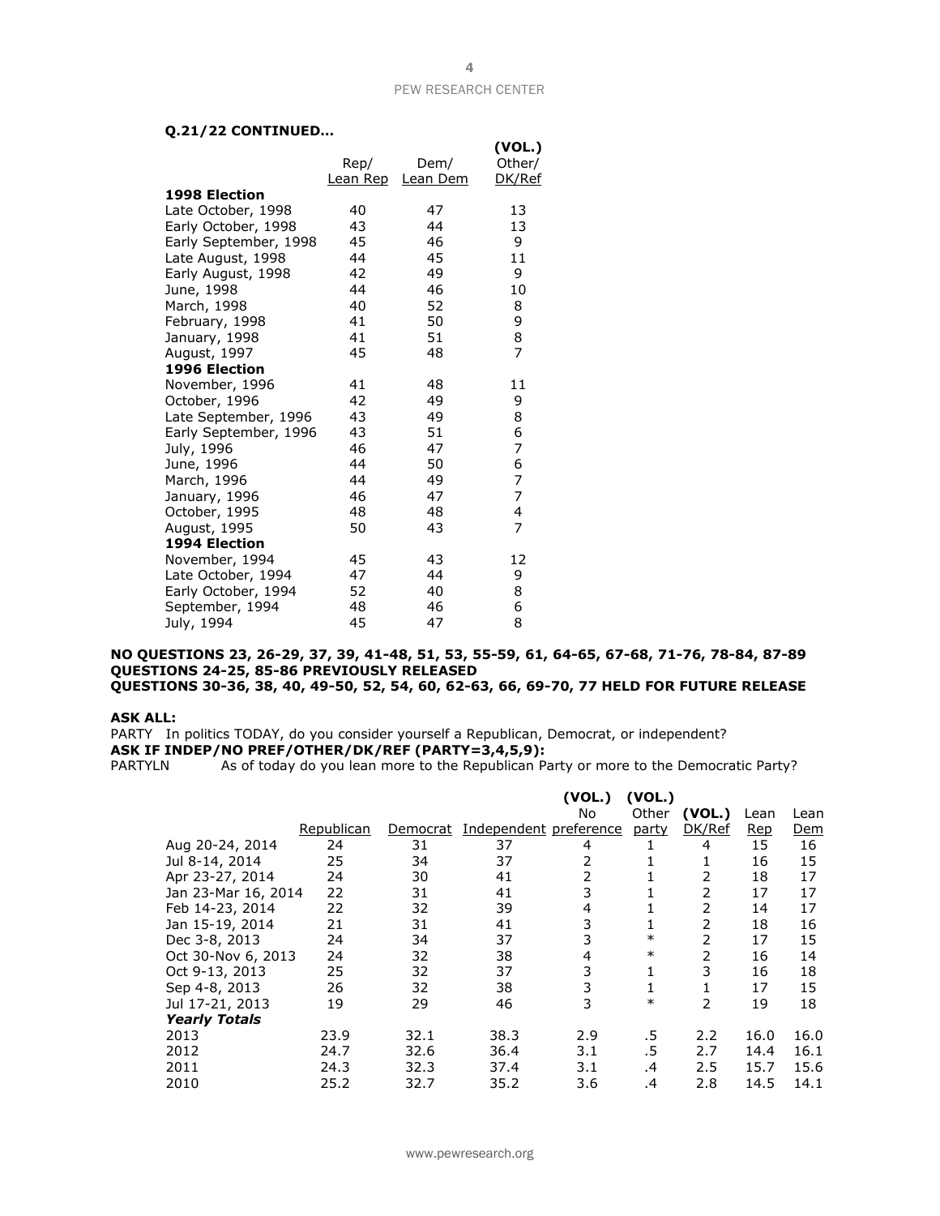**Q.21/22 CONTINUED…**

| | Rep/ Lean Rep | Dem/ Lean Dem | (VOL.) Other/ DK/Ref |
|---|---|---|---|
| **1998 Election** | | | |
| Late October, 1998 | 40 | 47 | 13 |
| Early October, 1998 | 43 | 44 | 13 |
| Early September, 1998 | 45 | 46 | 9 |
| Late August, 1998 | 44 | 45 | 11 |
| Early August, 1998 | 42 | 49 | 9 |
| June, 1998 | 44 | 46 | 10 |
| March, 1998 | 40 | 52 | 8 |
| February, 1998 | 41 | 50 | 9 |
| January, 1998 | 41 | 51 | 8 |
| August, 1997 | 45 | 48 | 7 |
| **1996 Election** | | | |
| November, 1996 | 41 | 48 | 11 |
| October, 1996 | 42 | 49 | 9 |
| Late September, 1996 | 43 | 49 | 8 |
| Early September, 1996 | 43 | 51 | 6 |
| July, 1996 | 46 | 47 | 7 |
| June, 1996 | 44 | 50 | 6 |
| March, 1996 | 44 | 49 | 7 |
| January, 1996 | 46 | 47 | 7 |
| October, 1995 | 48 | 48 | 4 |
| August, 1995 | 50 | 43 | 7 |
| **1994 Election** | | | |
| November, 1994 | 45 | 43 | 12 |
| Late October, 1994 | 47 | 44 | 9 |
| Early October, 1994 | 52 | 40 | 8 |
| September, 1994 | 48 | 46 | 6 |
| July, 1994 | 45 | 47 | 8 |

**NO QUESTIONS 23, 26-29, 37, 39, 41-48, 51, 53, 55-59, 61, 64-65, 67-68, 71-76, 78-84, 87-89**
**QUESTIONS 24-25, 85-86 PREVIOUSLY RELEASED**
**QUESTIONS 30-36, 38, 40, 49-50, 52, 54, 60, 62-63, 66, 69-70, 77 HELD FOR FUTURE RELEASE**

**ASK ALL:**
PARTY In politics TODAY, do you consider yourself a Republican, Democrat, or independent?
**ASK IF INDEP/NO PREF/OTHER/DK/REF (PARTY=3,4,5,9):**
PARTYLN As of today do you lean more to the Republican Party or more to the Democratic Party?

| | Republican | Democrat | Independent | (VOL.) No preference | (VOL.) Other party | (VOL.) DK/Ref | Lean Rep | Lean Dem |
|---|---|---|---|---|---|---|---|---|
| Aug 20-24, 2014 | 24 | 31 | 37 | 4 | 1 | 4 | 15 | 16 |
| Jul 8-14, 2014 | 25 | 34 | 37 | 2 | 1 | 1 | 16 | 15 |
| Apr 23-27, 2014 | 24 | 30 | 41 | 2 | 1 | 2 | 18 | 17 |
| Jan 23-Mar 16, 2014 | 22 | 31 | 41 | 3 | 1 | 2 | 17 | 17 |
| Feb 14-23, 2014 | 22 | 32 | 39 | 4 | 1 | 2 | 14 | 17 |
| Jan 15-19, 2014 | 21 | 31 | 41 | 3 | 1 | 2 | 18 | 16 |
| Dec 3-8, 2013 | 24 | 34 | 37 | 3 | * | 2 | 17 | 15 |
| Oct 30-Nov 6, 2013 | 24 | 32 | 38 | 4 | * | 2 | 16 | 14 |
| Oct 9-13, 2013 | 25 | 32 | 37 | 3 | 1 | 3 | 16 | 18 |
| Sep 4-8, 2013 | 26 | 32 | 38 | 3 | 1 | 1 | 17 | 15 |
| Jul 17-21, 2013 | 19 | 29 | 46 | 3 | * | 2 | 19 | 18 |
| ***Yearly Totals*** | | | | | | | | |
| 2013 | 23.9 | 32.1 | 38.3 | 2.9 | .5 | 2.2 | 16.0 | 16.0 |
| 2012 | 24.7 | 32.6 | 36.4 | 3.1 | .5 | 2.7 | 14.4 | 16.1 |
| 2011 | 24.3 | 32.3 | 37.4 | 3.1 | .4 | 2.5 | 15.7 | 15.6 |
| 2010 | 25.2 | 32.7 | 35.2 | 3.6 | .4 | 2.8 | 14.5 | 14.1 |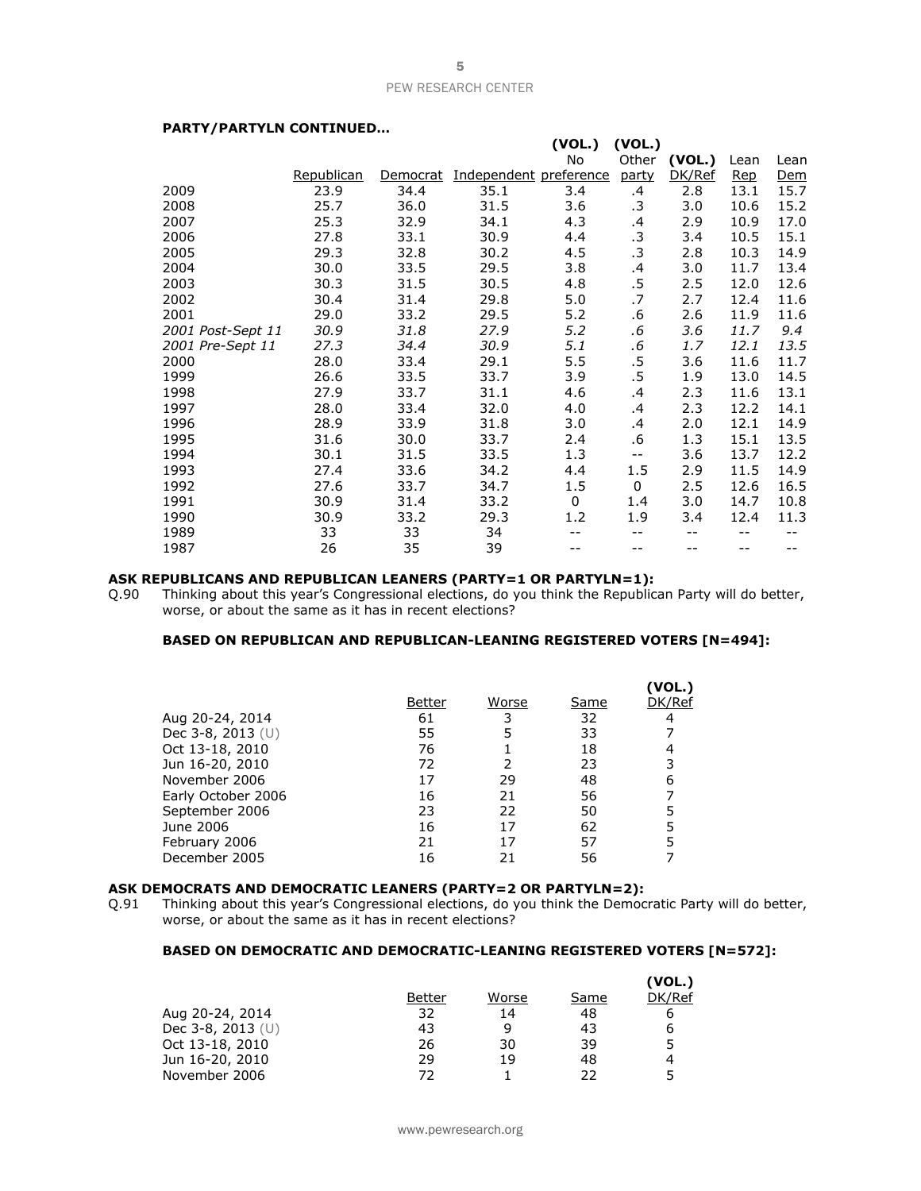**PARTY/PARTYLN CONTINUED…**

| | Republican | Democrat | Independent | (VOL.) No preference | (VOL.) Other party | (VOL.) DK/Ref | Lean Rep | Lean Dem |
|---|---|---|---|---|---|---|---|---|
| 2009 | 23.9 | 34.4 | 35.1 | 3.4 | .4 | 2.8 | 13.1 | 15.7 |
| 2008 | 25.7 | 36.0 | 31.5 | 3.6 | .3 | 3.0 | 10.6 | 15.2 |
| 2007 | 25.3 | 32.9 | 34.1 | 4.3 | .4 | 2.9 | 10.9 | 17.0 |
| 2006 | 27.8 | 33.1 | 30.9 | 4.4 | .3 | 3.4 | 10.5 | 15.1 |
| 2005 | 29.3 | 32.8 | 30.2 | 4.5 | .3 | 2.8 | 10.3 | 14.9 |
| 2004 | 30.0 | 33.5 | 29.5 | 3.8 | .4 | 3.0 | 11.7 | 13.4 |
| 2003 | 30.3 | 31.5 | 30.5 | 4.8 | .5 | 2.5 | 12.0 | 12.6 |
| 2002 | 30.4 | 31.4 | 29.8 | 5.0 | .7 | 2.7 | 12.4 | 11.6 |
| 2001 | 29.0 | 33.2 | 29.5 | 5.2 | .6 | 2.6 | 11.9 | 11.6 |
| *2001 Post-Sept 11* | *30.9* | *31.8* | *27.9* | *5.2* | *.6* | *3.6* | *11.7* | *9.4* |
| *2001 Pre-Sept 11* | *27.3* | *34.4* | *30.9* | *5.1* | *.6* | *1.7* | *12.1* | *13.5* |
| 2000 | 28.0 | 33.4 | 29.1 | 5.5 | .5 | 3.6 | 11.6 | 11.7 |
| 1999 | 26.6 | 33.5 | 33.7 | 3.9 | .5 | 1.9 | 13.0 | 14.5 |
| 1998 | 27.9 | 33.7 | 31.1 | 4.6 | .4 | 2.3 | 11.6 | 13.1 |
| 1997 | 28.0 | 33.4 | 32.0 | 4.0 | .4 | 2.3 | 12.2 | 14.1 |
| 1996 | 28.9 | 33.9 | 31.8 | 3.0 | .4 | 2.0 | 12.1 | 14.9 |
| 1995 | 31.6 | 30.0 | 33.7 | 2.4 | .6 | 1.3 | 15.1 | 13.5 |
| 1994 | 30.1 | 31.5 | 33.5 | 1.3 | -- | 3.6 | 13.7 | 12.2 |
| 1993 | 27.4 | 33.6 | 34.2 | 4.4 | 1.5 | 2.9 | 11.5 | 14.9 |
| 1992 | 27.6 | 33.7 | 34.7 | 1.5 | 0 | 2.5 | 12.6 | 16.5 |
| 1991 | 30.9 | 31.4 | 33.2 | 0 | 1.4 | 3.0 | 14.7 | 10.8 |
| 1990 | 30.9 | 33.2 | 29.3 | 1.2 | 1.9 | 3.4 | 12.4 | 11.3 |
| 1989 | 33 | 33 | 34 | -- | -- | -- | -- | -- |
| 1987 | 26 | 35 | 39 | -- | -- | -- | -- | -- |

**ASK REPUBLICANS AND REPUBLICAN LEANERS (PARTY=1 OR PARTYLN=1):**

Q.90 Thinking about this year's Congressional elections, do you think the Republican Party will do better, worse, or about the same as it has in recent elections?

**BASED ON REPUBLICAN AND REPUBLICAN-LEANING REGISTERED VOTERS [N=494]:**

| | Better | Worse | Same | (VOL.) DK/Ref |
|---|---|---|---|---|
| Aug 20-24, 2014 | 61 | 3 | 32 | 4 |
| Dec 3-8, 2013 (U) | 55 | 5 | 33 | 7 |
| Oct 13-18, 2010 | 76 | 1 | 18 | 4 |
| Jun 16-20, 2010 | 72 | 2 | 23 | 3 |
| November 2006 | 17 | 29 | 48 | 6 |
| Early October 2006 | 16 | 21 | 56 | 7 |
| September 2006 | 23 | 22 | 50 | 5 |
| June 2006 | 16 | 17 | 62 | 5 |
| February 2006 | 21 | 17 | 57 | 5 |
| December 2005 | 16 | 21 | 56 | 7 |

**ASK DEMOCRATS AND DEMOCRATIC LEANERS (PARTY=2 OR PARTYLN=2):**

Q.91 Thinking about this year's Congressional elections, do you think the Democratic Party will do better, worse, or about the same as it has in recent elections?

**BASED ON DEMOCRATIC AND DEMOCRATIC-LEANING REGISTERED VOTERS [N=572]:**

| | Better | Worse | Same | (VOL.) DK/Ref |
|---|---|---|---|---|
| Aug 20-24, 2014 | 32 | 14 | 48 | 6 |
| Dec 3-8, 2013 (U) | 43 | 9 | 43 | 6 |
| Oct 13-18, 2010 | 26 | 30 | 39 | 5 |
| Jun 16-20, 2010 | 29 | 19 | 48 | 4 |
| November 2006 | 72 | 1 | 22 | 5 |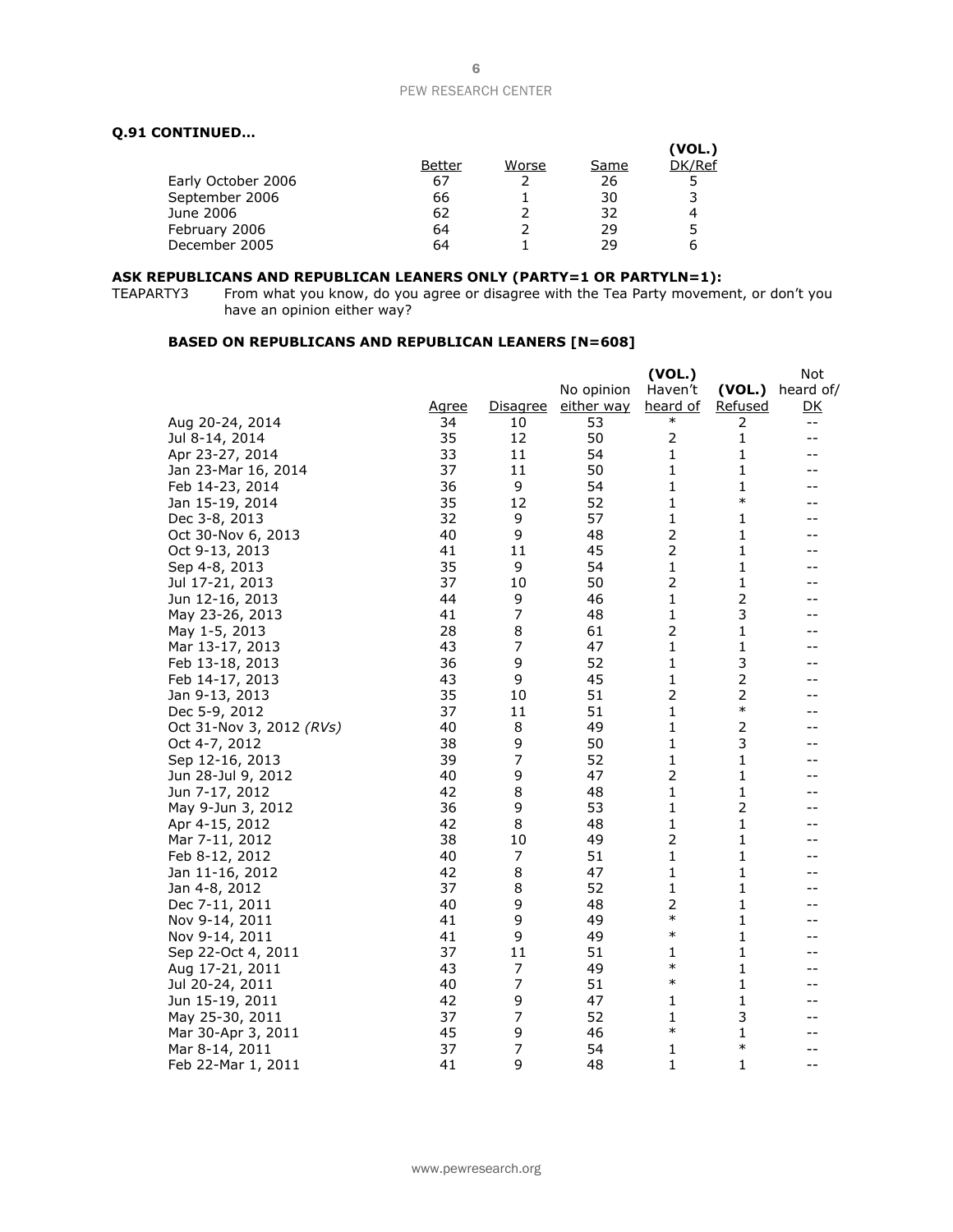**Q.91 CONTINUED…**

| | Better | Worse | Same | (VOL.) DK/Ref |
|---|---|---|---|---|
| Early October 2006 | 67 | 2 | 26 | 5 |
| September 2006 | 66 | 1 | 30 | 3 |
| June 2006 | 62 | 2 | 32 | 4 |
| February 2006 | 64 | 2 | 29 | 5 |
| December 2005 | 64 | 1 | 29 | 6 |

**ASK REPUBLICANS AND REPUBLICAN LEANERS ONLY (PARTY=1 OR PARTYLN=1):**

TEAPARTY3 From what you know, do you agree or disagree with the Tea Party movement, or don't you have an opinion either way?

**BASED ON REPUBLICANS AND REPUBLICAN LEANERS [N=608]**

| | Agree | Disagree | No opinion either way | (VOL.) Haven't heard of | (VOL.) Refused | Not heard of/ DK |
|---|---|---|---|---|---|---|
| Aug 20-24, 2014 | 34 | 10 | 53 | * | 2 | -- |
| Jul 8-14, 2014 | 35 | 12 | 50 | 2 | 1 | -- |
| Apr 23-27, 2014 | 33 | 11 | 54 | 1 | 1 | -- |
| Jan 23-Mar 16, 2014 | 37 | 11 | 50 | 1 | 1 | -- |
| Feb 14-23, 2014 | 36 | 9 | 54 | 1 | 1 | -- |
| Jan 15-19, 2014 | 35 | 12 | 52 | 1 | * | -- |
| Dec 3-8, 2013 | 32 | 9 | 57 | 1 | 1 | -- |
| Oct 30-Nov 6, 2013 | 40 | 9 | 48 | 2 | 1 | -- |
| Oct 9-13, 2013 | 41 | 11 | 45 | 2 | 1 | -- |
| Sep 4-8, 2013 | 35 | 9 | 54 | 1 | 1 | -- |
| Jul 17-21, 2013 | 37 | 10 | 50 | 2 | 1 | -- |
| Jun 12-16, 2013 | 44 | 9 | 46 | 1 | 2 | -- |
| May 23-26, 2013 | 41 | 7 | 48 | 1 | 3 | -- |
| May 1-5, 2013 | 28 | 8 | 61 | 2 | 1 | -- |
| Mar 13-17, 2013 | 43 | 7 | 47 | 1 | 1 | -- |
| Feb 13-18, 2013 | 36 | 9 | 52 | 1 | 3 | -- |
| Feb 14-17, 2013 | 43 | 9 | 45 | 1 | 2 | -- |
| Jan 9-13, 2013 | 35 | 10 | 51 | 2 | 2 | -- |
| Dec 5-9, 2012 | 37 | 11 | 51 | 1 | * | -- |
| Oct 31-Nov 3, 2012 *(RVs)* | 40 | 8 | 49 | 1 | 2 | -- |
| Oct 4-7, 2012 | 38 | 9 | 50 | 1 | 3 | -- |
| Sep 12-16, 2013 | 39 | 7 | 52 | 1 | 1 | -- |
| Jun 28-Jul 9, 2012 | 40 | 9 | 47 | 2 | 1 | -- |
| Jun 7-17, 2012 | 42 | 8 | 48 | 1 | 1 | -- |
| May 9-Jun 3, 2012 | 36 | 9 | 53 | 1 | 2 | -- |
| Apr 4-15, 2012 | 42 | 8 | 48 | 1 | 1 | -- |
| Mar 7-11, 2012 | 38 | 10 | 49 | 2 | 1 | -- |
| Feb 8-12, 2012 | 40 | 7 | 51 | 1 | 1 | -- |
| Jan 11-16, 2012 | 42 | 8 | 47 | 1 | 1 | -- |
| Jan 4-8, 2012 | 37 | 8 | 52 | 1 | 1 | -- |
| Dec 7-11, 2011 | 40 | 9 | 48 | 2 | 1 | -- |
| Nov 9-14, 2011 | 41 | 9 | 49 | * | 1 | -- |
| Nov 9-14, 2011 | 41 | 9 | 49 | * | 1 | -- |
| Sep 22-Oct 4, 2011 | 37 | 11 | 51 | 1 | 1 | -- |
| Aug 17-21, 2011 | 43 | 7 | 49 | * | 1 | -- |
| Jul 20-24, 2011 | 40 | 7 | 51 | * | 1 | -- |
| Jun 15-19, 2011 | 42 | 9 | 47 | 1 | 1 | -- |
| May 25-30, 2011 | 37 | 7 | 52 | 1 | 3 | -- |
| Mar 30-Apr 3, 2011 | 45 | 9 | 46 | * | 1 | -- |
| Mar 8-14, 2011 | 37 | 7 | 54 | 1 | * | -- |
| Feb 22-Mar 1, 2011 | 41 | 9 | 48 | 1 | 1 | -- |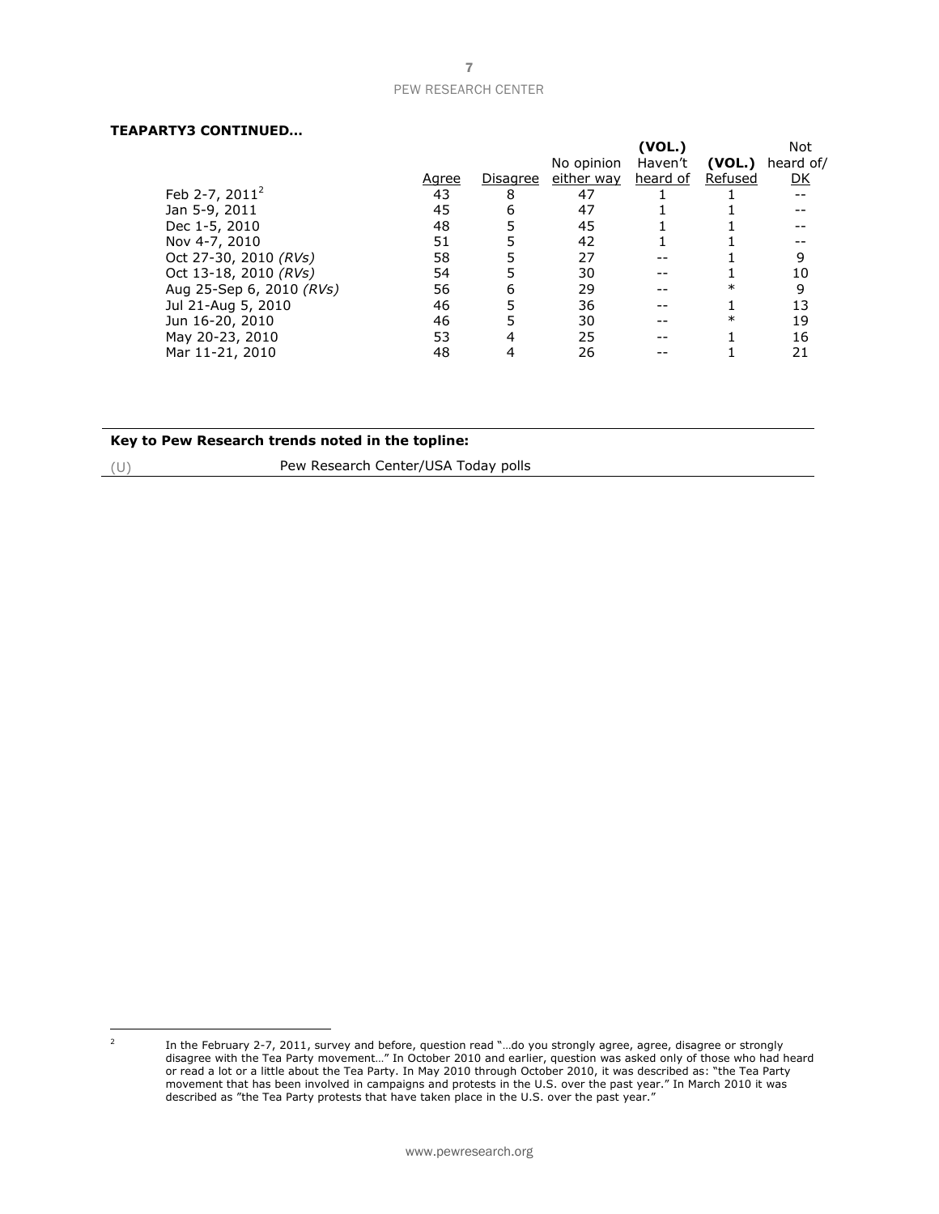**TEAPARTY3 CONTINUED...**

| | Agree | Disagree | No opinion either way | (VOL.) Haven't heard of | (VOL.) Refused | Not heard of/ DK |
|---|---|---|---|---|---|---|
| Feb 2-7, 2011[2] | 43 | 8 | 47 | 1 | 1 | -- |
| Jan 5-9, 2011 | 45 | 6 | 47 | 1 | 1 | -- |
| Dec 1-5, 2010 | 48 | 5 | 45 | 1 | 1 | -- |
| Nov 4-7, 2010 | 51 | 5 | 42 | 1 | 1 | -- |
| Oct 27-30, 2010 *(RVs)* | 58 | 5 | 27 | -- | 1 | 9 |
| Oct 13-18, 2010 *(RVs)* | 54 | 5 | 30 | -- | 1 | 10 |
| Aug 25-Sep 6, 2010 *(RVs)* | 56 | 6 | 29 | -- | * | 9 |
| Jul 21-Aug 5, 2010 | 46 | 5 | 36 | -- | 1 | 13 |
| Jun 16-20, 2010 | 46 | 5 | 30 | -- | * | 19 |
| May 20-23, 2010 | 53 | 4 | 25 | -- | 1 | 16 |
| Mar 11-21, 2010 | 48 | 4 | 26 | -- | 1 | 21 |

**Key to Pew Research trends noted in the topline:**

| | |
|---|---|
| (U) | Pew Research Center/USA Today polls |

[2] In the February 2-7, 2011, survey and before, question read "…do you strongly agree, agree, disagree or strongly disagree with the Tea Party movement…" In October 2010 and earlier, question was asked only of those who had heard or read a lot or a little about the Tea Party. In May 2010 through October 2010, it was described as: "the Tea Party movement that has been involved in campaigns and protests in the U.S. over the past year." In March 2010 it was described as "the Tea Party protests that have taken place in the U.S. over the past year."